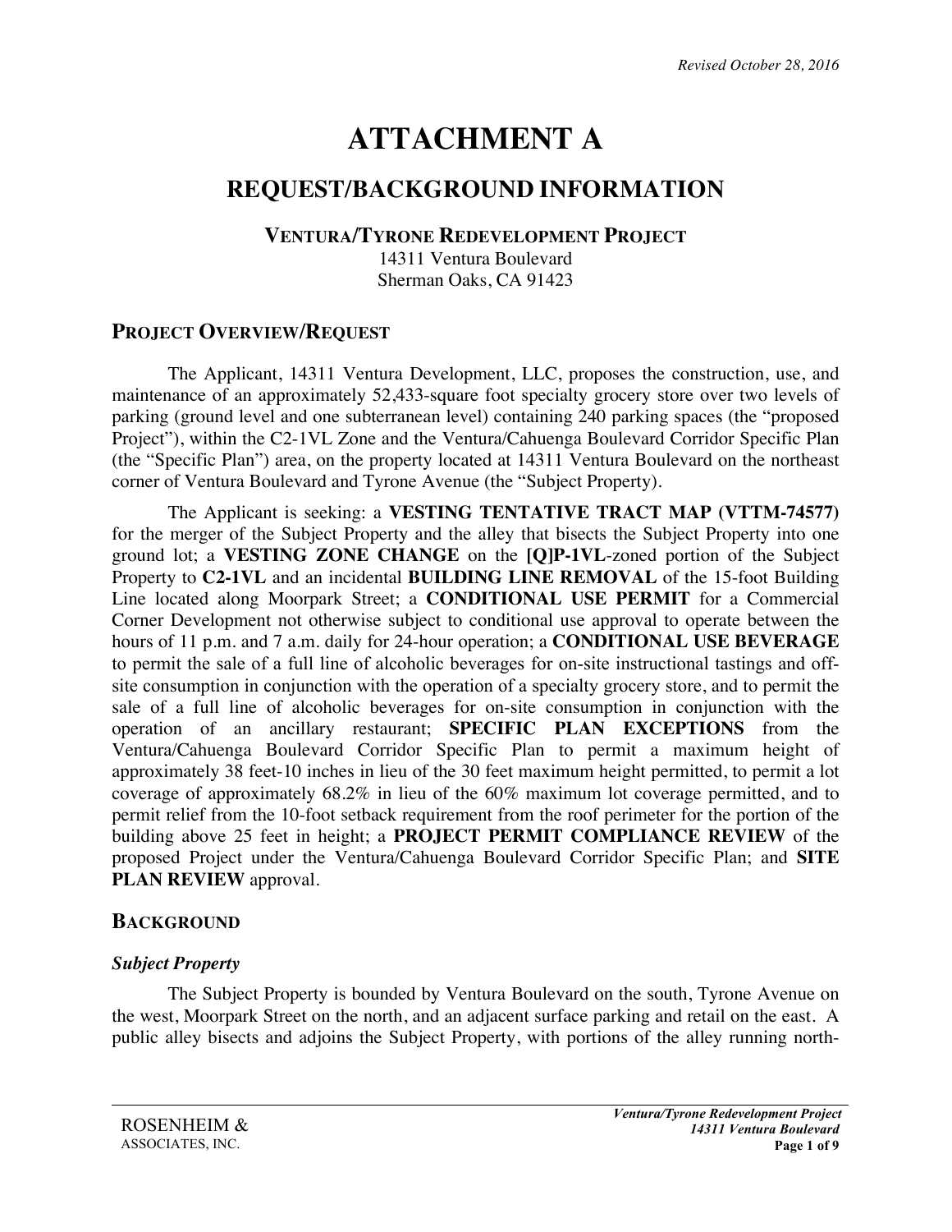*Revised October 28, 2016*

# ATTACHMENT A

## REQUEST/BACKGROUND INFORMATION

### VENTURA/TYRONE REDEVELOPMENT PROJECT

14311 Ventura Boulevard
Sherman Oaks, CA 91423

## PROJECT OVERVIEW/REQUEST

The Applicant, 14311 Ventura Development, LLC, proposes the construction, use, and maintenance of an approximately 52,433-square foot specialty grocery store over two levels of parking (ground level and one subterranean level) containing 240 parking spaces (the "proposed Project"), within the C2-1VL Zone and the Ventura/Cahuenga Boulevard Corridor Specific Plan (the "Specific Plan") area, on the property located at 14311 Ventura Boulevard on the northeast corner of Ventura Boulevard and Tyrone Avenue (the "Subject Property).

The Applicant is seeking: a **VESTING TENTATIVE TRACT MAP (VTTM-74577)** for the merger of the Subject Property and the alley that bisects the Subject Property into one ground lot; a **VESTING ZONE CHANGE** on the **[Q]P-1VL**-zoned portion of the Subject Property to **C2-1VL** and an incidental **BUILDING LINE REMOVAL** of the 15-foot Building Line located along Moorpark Street; a **CONDITIONAL USE PERMIT** for a Commercial Corner Development not otherwise subject to conditional use approval to operate between the hours of 11 p.m. and 7 a.m. daily for 24-hour operation; a **CONDITIONAL USE BEVERAGE** to permit the sale of a full line of alcoholic beverages for on-site instructional tastings and off-site consumption in conjunction with the operation of a specialty grocery store, and to permit the sale of a full line of alcoholic beverages for on-site consumption in conjunction with the operation of an ancillary restaurant; **SPECIFIC PLAN EXCEPTIONS** from the Ventura/Cahuenga Boulevard Corridor Specific Plan to permit a maximum height of approximately 38 feet-10 inches in lieu of the 30 feet maximum height permitted, to permit a lot coverage of approximately 68.2% in lieu of the 60% maximum lot coverage permitted, and to permit relief from the 10-foot setback requirement from the roof perimeter for the portion of the building above 25 feet in height; a **PROJECT PERMIT COMPLIANCE REVIEW** of the proposed Project under the Ventura/Cahuenga Boulevard Corridor Specific Plan; and **SITE PLAN REVIEW** approval.

## BACKGROUND

### *Subject Property*

The Subject Property is bounded by Ventura Boulevard on the south, Tyrone Avenue on the west, Moorpark Street on the north, and an adjacent surface parking and retail on the east. A public alley bisects and adjoins the Subject Property, with portions of the alley running north-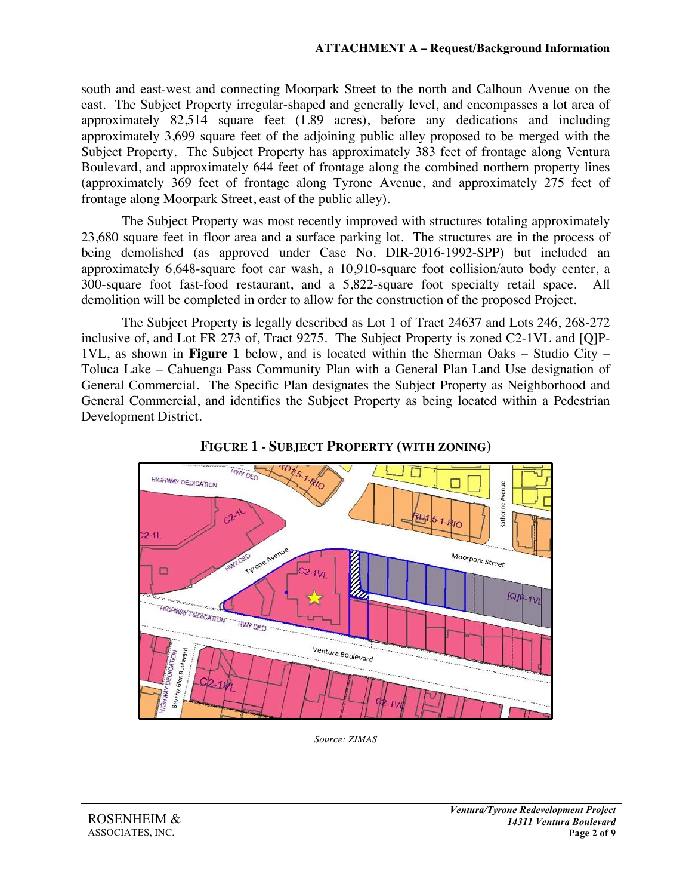south and east-west and connecting Moorpark Street to the north and Calhoun Avenue on the east. The Subject Property irregular-shaped and generally level, and encompasses a lot area of approximately 82,514 square feet (1.89 acres), before any dedications and including approximately 3,699 square feet of the adjoining public alley proposed to be merged with the Subject Property. The Subject Property has approximately 383 feet of frontage along Ventura Boulevard, and approximately 644 feet of frontage along the combined northern property lines (approximately 369 feet of frontage along Tyrone Avenue, and approximately 275 feet of frontage along Moorpark Street, east of the public alley).

The Subject Property was most recently improved with structures totaling approximately 23,680 square feet in floor area and a surface parking lot. The structures are in the process of being demolished (as approved under Case No. DIR-2016-1992-SPP) but included an approximately 6,648-square foot car wash, a 10,910-square foot collision/auto body center, a 300-square foot fast-food restaurant, and a 5,822-square foot specialty retail space. All demolition will be completed in order to allow for the construction of the proposed Project.

The Subject Property is legally described as Lot 1 of Tract 24637 and Lots 246, 268-272 inclusive of, and Lot FR 273 of, Tract 9275. The Subject Property is zoned C2-1VL and [Q]P-1VL, as shown in **Figure 1** below, and is located within the Sherman Oaks – Studio City – Toluca Lake – Cahuenga Pass Community Plan with a General Plan Land Use designation of General Commercial. The Specific Plan designates the Subject Property as Neighborhood and General Commercial, and identifies the Subject Property as being located within a Pedestrian Development District.

**FIGURE 1 - SUBJECT PROPERTY (WITH ZONING)**

*Source: ZIMAS*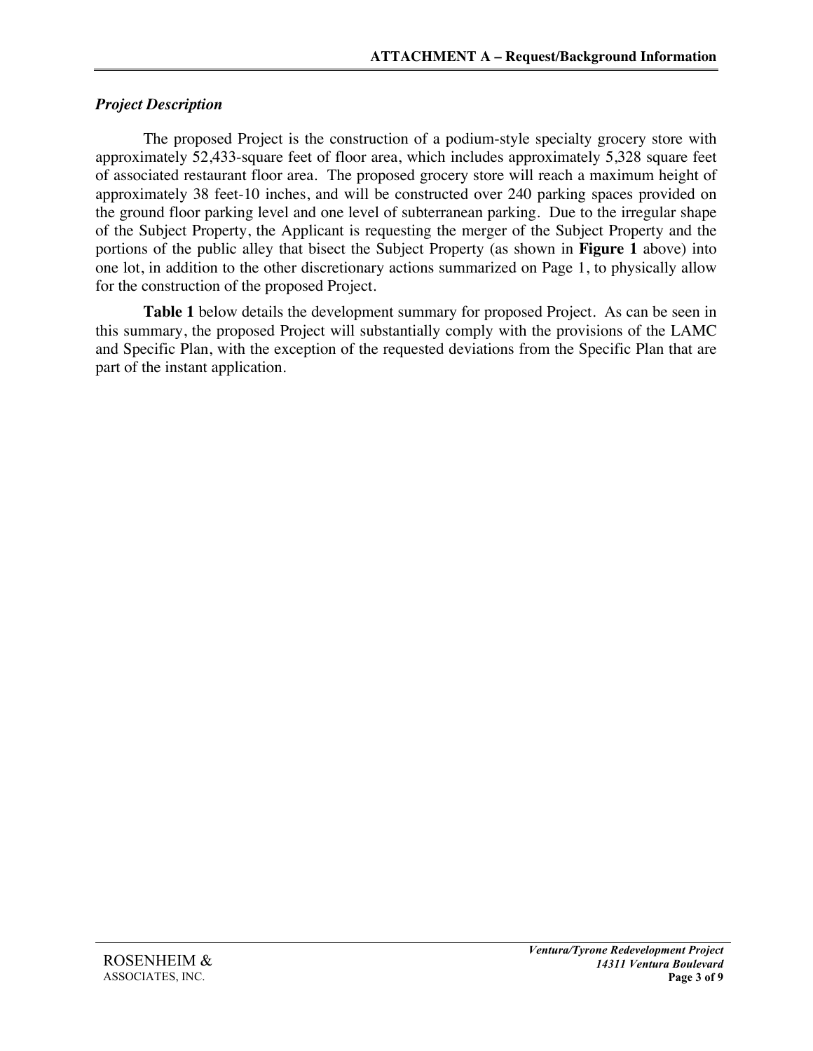### *Project Description*

The proposed Project is the construction of a podium-style specialty grocery store with approximately 52,433-square feet of floor area, which includes approximately 5,328 square feet of associated restaurant floor area. The proposed grocery store will reach a maximum height of approximately 38 feet-10 inches, and will be constructed over 240 parking spaces provided on the ground floor parking level and one level of subterranean parking. Due to the irregular shape of the Subject Property, the Applicant is requesting the merger of the Subject Property and the portions of the public alley that bisect the Subject Property (as shown in **Figure 1** above) into one lot, in addition to the other discretionary actions summarized on Page 1, to physically allow for the construction of the proposed Project.

**Table 1** below details the development summary for proposed Project. As can be seen in this summary, the proposed Project will substantially comply with the provisions of the LAMC and Specific Plan, with the exception of the requested deviations from the Specific Plan that are part of the instant application.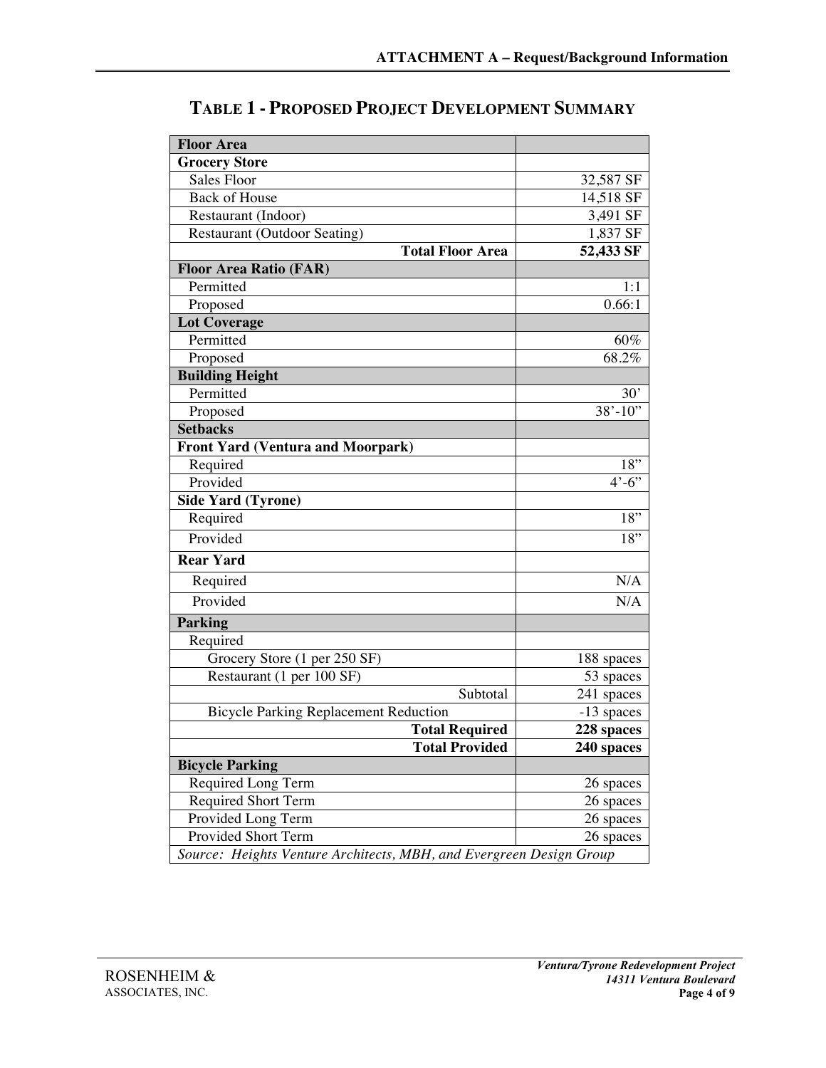## TABLE 1 - PROPOSED PROJECT DEVELOPMENT SUMMARY

| **Floor Area** | |
|---|---|
| **Grocery Store** | |
| Sales Floor | 32,587 SF |
| Back of House | 14,518 SF |
| Restaurant (Indoor) | 3,491 SF |
| Restaurant (Outdoor Seating) | 1,837 SF |
| **Total Floor Area** | **52,433 SF** |
| **Floor Area Ratio (FAR)** | |
| Permitted | 1:1 |
| Proposed | 0.66:1 |
| **Lot Coverage** | |
| Permitted | 60% |
| Proposed | 68.2% |
| **Building Height** | |
| Permitted | 30' |
| Proposed | 38'-10" |
| **Setbacks** | |
| **Front Yard (Ventura and Moorpark)** | |
| Required | 18" |
| Provided | 4'-6" |
| **Side Yard (Tyrone)** | |
| Required | 18" |
| Provided | 18" |
| **Rear Yard** | |
| Required | N/A |
| Provided | N/A |
| **Parking** | |
| Required | |
| Grocery Store (1 per 250 SF) | 188 spaces |
| Restaurant (1 per 100 SF) | 53 spaces |
| Subtotal | 241 spaces |
| Bicycle Parking Replacement Reduction | -13 spaces |
| **Total Required** | **228 spaces** |
| **Total Provided** | **240 spaces** |
| **Bicycle Parking** | |
| Required Long Term | 26 spaces |
| Required Short Term | 26 spaces |
| Provided Long Term | 26 spaces |
| Provided Short Term | 26 spaces |

*Source: Heights Venture Architects, MBH, and Evergreen Design Group*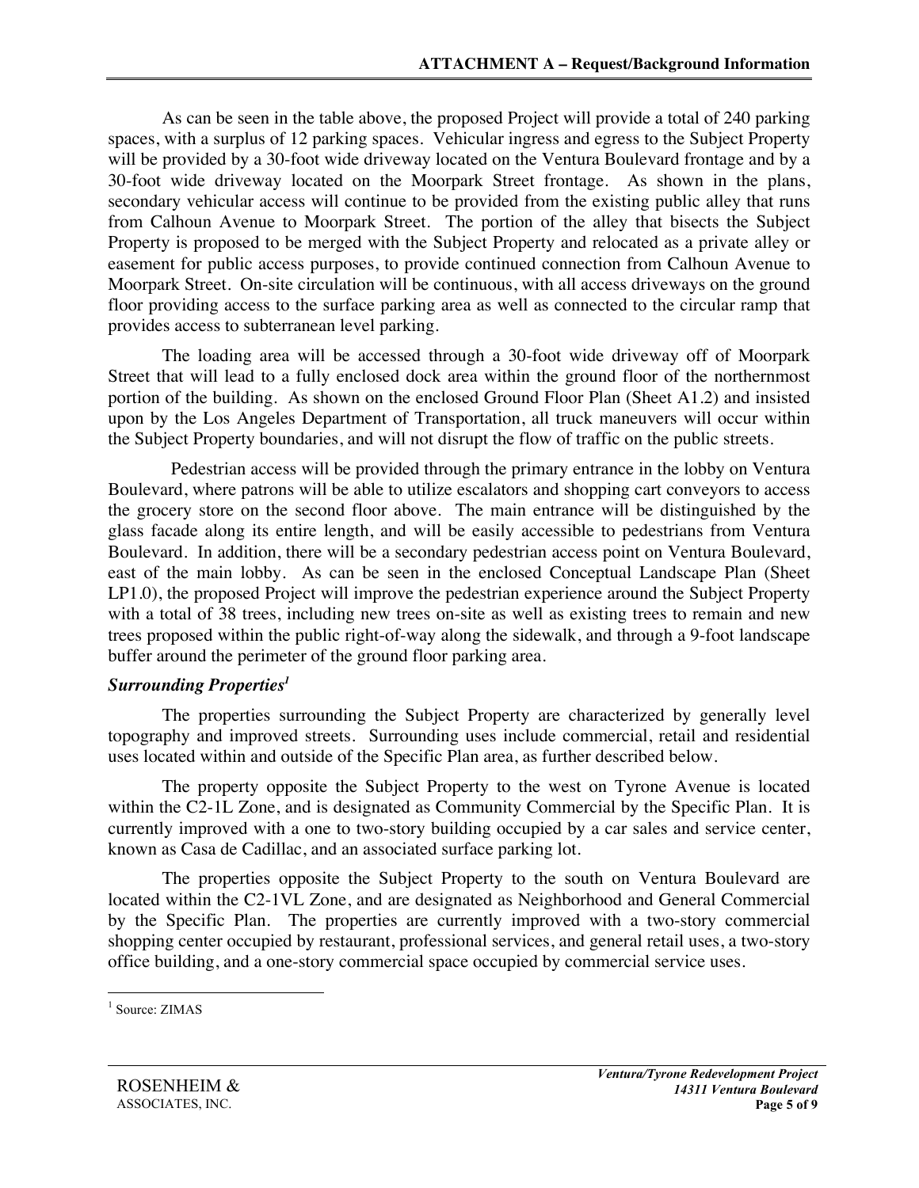As can be seen in the table above, the proposed Project will provide a total of 240 parking spaces, with a surplus of 12 parking spaces. Vehicular ingress and egress to the Subject Property will be provided by a 30-foot wide driveway located on the Ventura Boulevard frontage and by a 30-foot wide driveway located on the Moorpark Street frontage. As shown in the plans, secondary vehicular access will continue to be provided from the existing public alley that runs from Calhoun Avenue to Moorpark Street. The portion of the alley that bisects the Subject Property is proposed to be merged with the Subject Property and relocated as a private alley or easement for public access purposes, to provide continued connection from Calhoun Avenue to Moorpark Street. On-site circulation will be continuous, with all access driveways on the ground floor providing access to the surface parking area as well as connected to the circular ramp that provides access to subterranean level parking.

The loading area will be accessed through a 30-foot wide driveway off of Moorpark Street that will lead to a fully enclosed dock area within the ground floor of the northernmost portion of the building. As shown on the enclosed Ground Floor Plan (Sheet A1.2) and insisted upon by the Los Angeles Department of Transportation, all truck maneuvers will occur within the Subject Property boundaries, and will not disrupt the flow of traffic on the public streets.

Pedestrian access will be provided through the primary entrance in the lobby on Ventura Boulevard, where patrons will be able to utilize escalators and shopping cart conveyors to access the grocery store on the second floor above. The main entrance will be distinguished by the glass facade along its entire length, and will be easily accessible to pedestrians from Ventura Boulevard. In addition, there will be a secondary pedestrian access point on Ventura Boulevard, east of the main lobby. As can be seen in the enclosed Conceptual Landscape Plan (Sheet LP1.0), the proposed Project will improve the pedestrian experience around the Subject Property with a total of 38 trees, including new trees on-site as well as existing trees to remain and new trees proposed within the public right-of-way along the sidewalk, and through a 9-foot landscape buffer around the perimeter of the ground floor parking area.

### *Surrounding Properties*[1]

The properties surrounding the Subject Property are characterized by generally level topography and improved streets. Surrounding uses include commercial, retail and residential uses located within and outside of the Specific Plan area, as further described below.

The property opposite the Subject Property to the west on Tyrone Avenue is located within the C2-1L Zone, and is designated as Community Commercial by the Specific Plan. It is currently improved with a one to two-story building occupied by a car sales and service center, known as Casa de Cadillac, and an associated surface parking lot.

The properties opposite the Subject Property to the south on Ventura Boulevard are located within the C2-1VL Zone, and are designated as Neighborhood and General Commercial by the Specific Plan. The properties are currently improved with a two-story commercial shopping center occupied by restaurant, professional services, and general retail uses, a two-story office building, and a one-story commercial space occupied by commercial service uses.

---

[1] Source: ZIMAS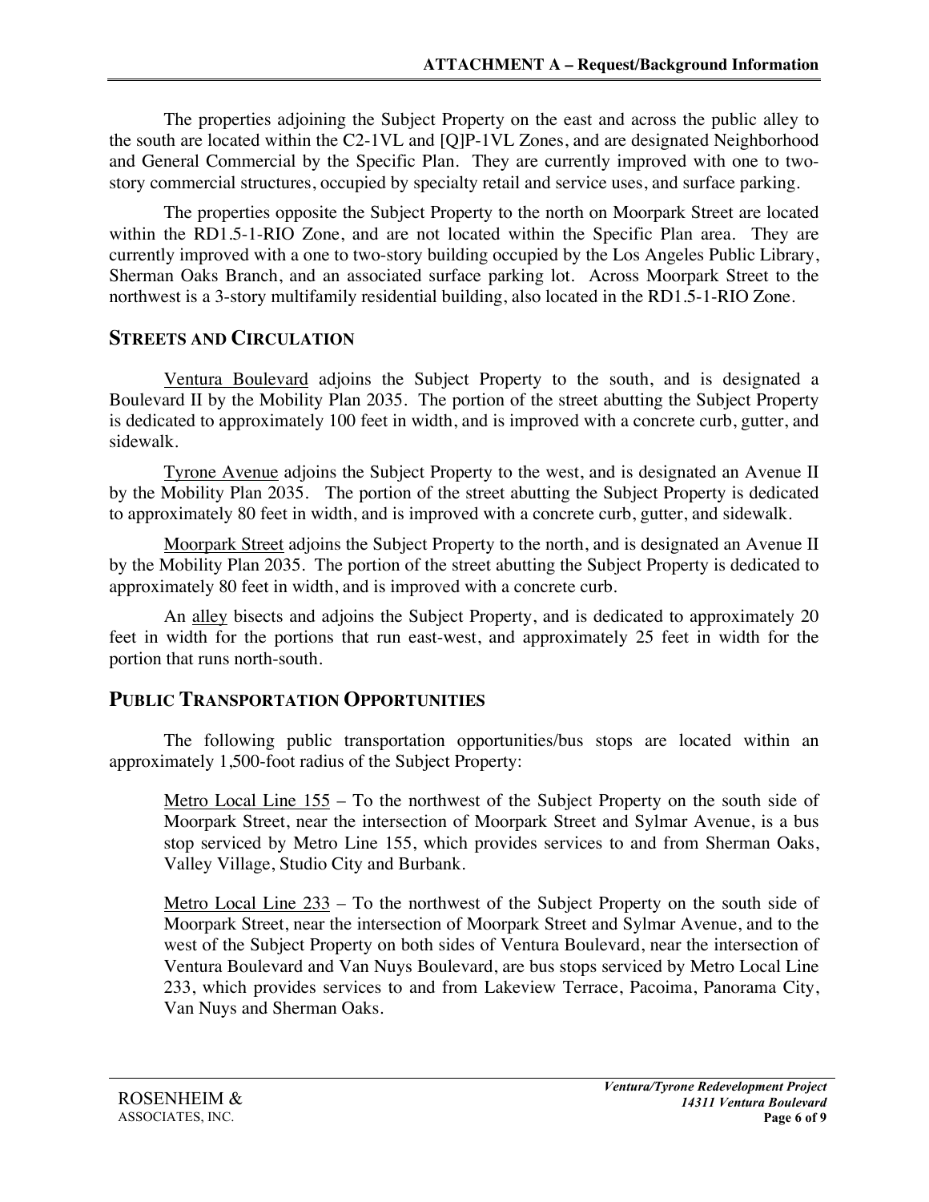The properties adjoining the Subject Property on the east and across the public alley to the south are located within the C2-1VL and [Q]P-1VL Zones, and are designated Neighborhood and General Commercial by the Specific Plan. They are currently improved with one to two-story commercial structures, occupied by specialty retail and service uses, and surface parking.

The properties opposite the Subject Property to the north on Moorpark Street are located within the RD1.5-1-RIO Zone, and are not located within the Specific Plan area. They are currently improved with a one to two-story building occupied by the Los Angeles Public Library, Sherman Oaks Branch, and an associated surface parking lot. Across Moorpark Street to the northwest is a 3-story multifamily residential building, also located in the RD1.5-1-RIO Zone.

## STREETS AND CIRCULATION

Ventura Boulevard adjoins the Subject Property to the south, and is designated a Boulevard II by the Mobility Plan 2035. The portion of the street abutting the Subject Property is dedicated to approximately 100 feet in width, and is improved with a concrete curb, gutter, and sidewalk.

Tyrone Avenue adjoins the Subject Property to the west, and is designated an Avenue II by the Mobility Plan 2035. The portion of the street abutting the Subject Property is dedicated to approximately 80 feet in width, and is improved with a concrete curb, gutter, and sidewalk.

Moorpark Street adjoins the Subject Property to the north, and is designated an Avenue II by the Mobility Plan 2035. The portion of the street abutting the Subject Property is dedicated to approximately 80 feet in width, and is improved with a concrete curb.

An alley bisects and adjoins the Subject Property, and is dedicated to approximately 20 feet in width for the portions that run east-west, and approximately 25 feet in width for the portion that runs north-south.

## PUBLIC TRANSPORTATION OPPORTUNITIES

The following public transportation opportunities/bus stops are located within an approximately 1,500-foot radius of the Subject Property:

Metro Local Line 155 – To the northwest of the Subject Property on the south side of Moorpark Street, near the intersection of Moorpark Street and Sylmar Avenue, is a bus stop serviced by Metro Line 155, which provides services to and from Sherman Oaks, Valley Village, Studio City and Burbank.

Metro Local Line 233 – To the northwest of the Subject Property on the south side of Moorpark Street, near the intersection of Moorpark Street and Sylmar Avenue, and to the west of the Subject Property on both sides of Ventura Boulevard, near the intersection of Ventura Boulevard and Van Nuys Boulevard, are bus stops serviced by Metro Local Line 233, which provides services to and from Lakeview Terrace, Pacoima, Panorama City, Van Nuys and Sherman Oaks.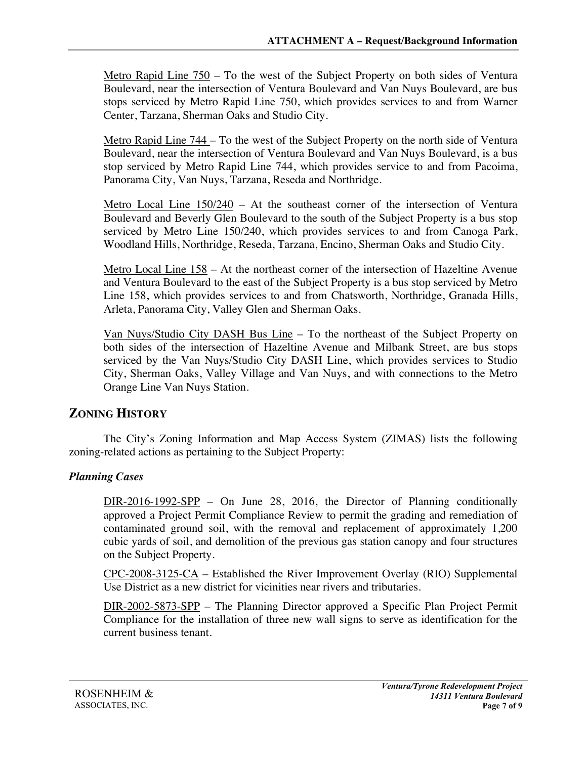Metro Rapid Line 750 – To the west of the Subject Property on both sides of Ventura Boulevard, near the intersection of Ventura Boulevard and Van Nuys Boulevard, are bus stops serviced by Metro Rapid Line 750, which provides services to and from Warner Center, Tarzana, Sherman Oaks and Studio City.

Metro Rapid Line 744 – To the west of the Subject Property on the north side of Ventura Boulevard, near the intersection of Ventura Boulevard and Van Nuys Boulevard, is a bus stop serviced by Metro Rapid Line 744, which provides service to and from Pacoima, Panorama City, Van Nuys, Tarzana, Reseda and Northridge.

Metro Local Line 150/240 – At the southeast corner of the intersection of Ventura Boulevard and Beverly Glen Boulevard to the south of the Subject Property is a bus stop serviced by Metro Line 150/240, which provides services to and from Canoga Park, Woodland Hills, Northridge, Reseda, Tarzana, Encino, Sherman Oaks and Studio City.

Metro Local Line 158 – At the northeast corner of the intersection of Hazeltine Avenue and Ventura Boulevard to the east of the Subject Property is a bus stop serviced by Metro Line 158, which provides services to and from Chatsworth, Northridge, Granada Hills, Arleta, Panorama City, Valley Glen and Sherman Oaks.

Van Nuys/Studio City DASH Bus Line – To the northeast of the Subject Property on both sides of the intersection of Hazeltine Avenue and Milbank Street, are bus stops serviced by the Van Nuys/Studio City DASH Line, which provides services to Studio City, Sherman Oaks, Valley Village and Van Nuys, and with connections to the Metro Orange Line Van Nuys Station.

## ZONING HISTORY

The City's Zoning Information and Map Access System (ZIMAS) lists the following zoning-related actions as pertaining to the Subject Property:

### *Planning Cases*

DIR-2016-1992-SPP – On June 28, 2016, the Director of Planning conditionally approved a Project Permit Compliance Review to permit the grading and remediation of contaminated ground soil, with the removal and replacement of approximately 1,200 cubic yards of soil, and demolition of the previous gas station canopy and four structures on the Subject Property.

CPC-2008-3125-CA – Established the River Improvement Overlay (RIO) Supplemental Use District as a new district for vicinities near rivers and tributaries.

DIR-2002-5873-SPP – The Planning Director approved a Specific Plan Project Permit Compliance for the installation of three new wall signs to serve as identification for the current business tenant.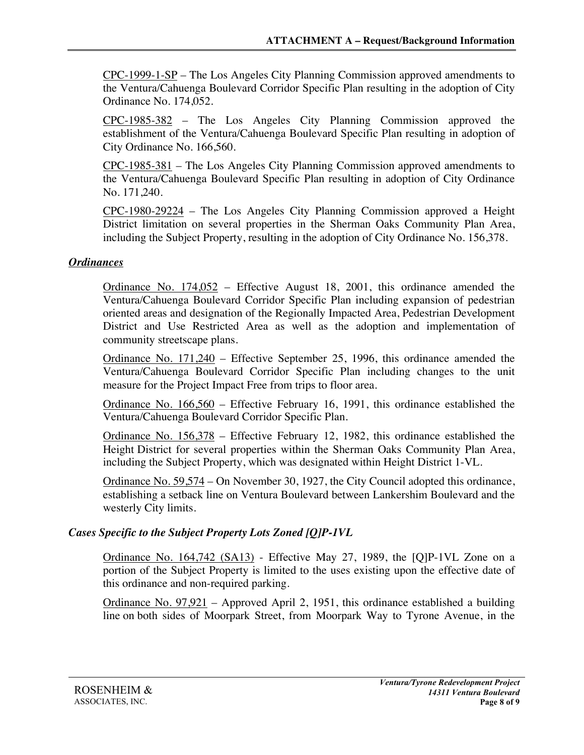CPC-1999-1-SP – The Los Angeles City Planning Commission approved amendments to the Ventura/Cahuenga Boulevard Corridor Specific Plan resulting in the adoption of City Ordinance No. 174,052.

CPC-1985-382 – The Los Angeles City Planning Commission approved the establishment of the Ventura/Cahuenga Boulevard Specific Plan resulting in adoption of City Ordinance No. 166,560.

CPC-1985-381 – The Los Angeles City Planning Commission approved amendments to the Ventura/Cahuenga Boulevard Specific Plan resulting in adoption of City Ordinance No. 171,240.

CPC-1980-29224 – The Los Angeles City Planning Commission approved a Height District limitation on several properties in the Sherman Oaks Community Plan Area, including the Subject Property, resulting in the adoption of City Ordinance No. 156,378.

***Ordinances***

Ordinance No. 174,052 – Effective August 18, 2001, this ordinance amended the Ventura/Cahuenga Boulevard Corridor Specific Plan including expansion of pedestrian oriented areas and designation of the Regionally Impacted Area, Pedestrian Development District and Use Restricted Area as well as the adoption and implementation of community streetscape plans.

Ordinance No. 171,240 – Effective September 25, 1996, this ordinance amended the Ventura/Cahuenga Boulevard Corridor Specific Plan including changes to the unit measure for the Project Impact Free from trips to floor area.

Ordinance No. 166,560 – Effective February 16, 1991, this ordinance established the Ventura/Cahuenga Boulevard Corridor Specific Plan.

Ordinance No. 156,378 – Effective February 12, 1982, this ordinance established the Height District for several properties within the Sherman Oaks Community Plan Area, including the Subject Property, which was designated within Height District 1-VL.

Ordinance No. 59,574 – On November 30, 1927, the City Council adopted this ordinance, establishing a setback line on Ventura Boulevard between Lankershim Boulevard and the westerly City limits.

***Cases Specific to the Subject Property Lots Zoned [Q]P-1VL***

Ordinance No. 164,742 (SA13) - Effective May 27, 1989, the [Q]P-1VL Zone on a portion of the Subject Property is limited to the uses existing upon the effective date of this ordinance and non-required parking.

Ordinance No. 97,921 – Approved April 2, 1951, this ordinance established a building line on both sides of Moorpark Street, from Moorpark Way to Tyrone Avenue, in the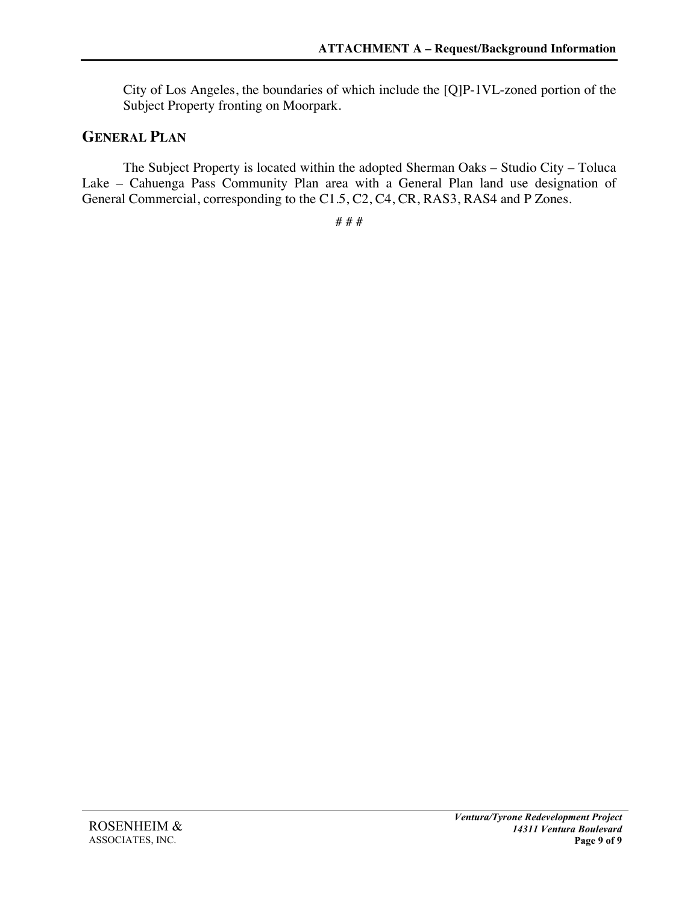City of Los Angeles, the boundaries of which include the [Q]P-1VL-zoned portion of the Subject Property fronting on Moorpark.

## GENERAL PLAN

The Subject Property is located within the adopted Sherman Oaks – Studio City – Toluca Lake – Cahuenga Pass Community Plan area with a General Plan land use designation of General Commercial, corresponding to the C1.5, C2, C4, CR, RAS3, RAS4 and P Zones.

# # #